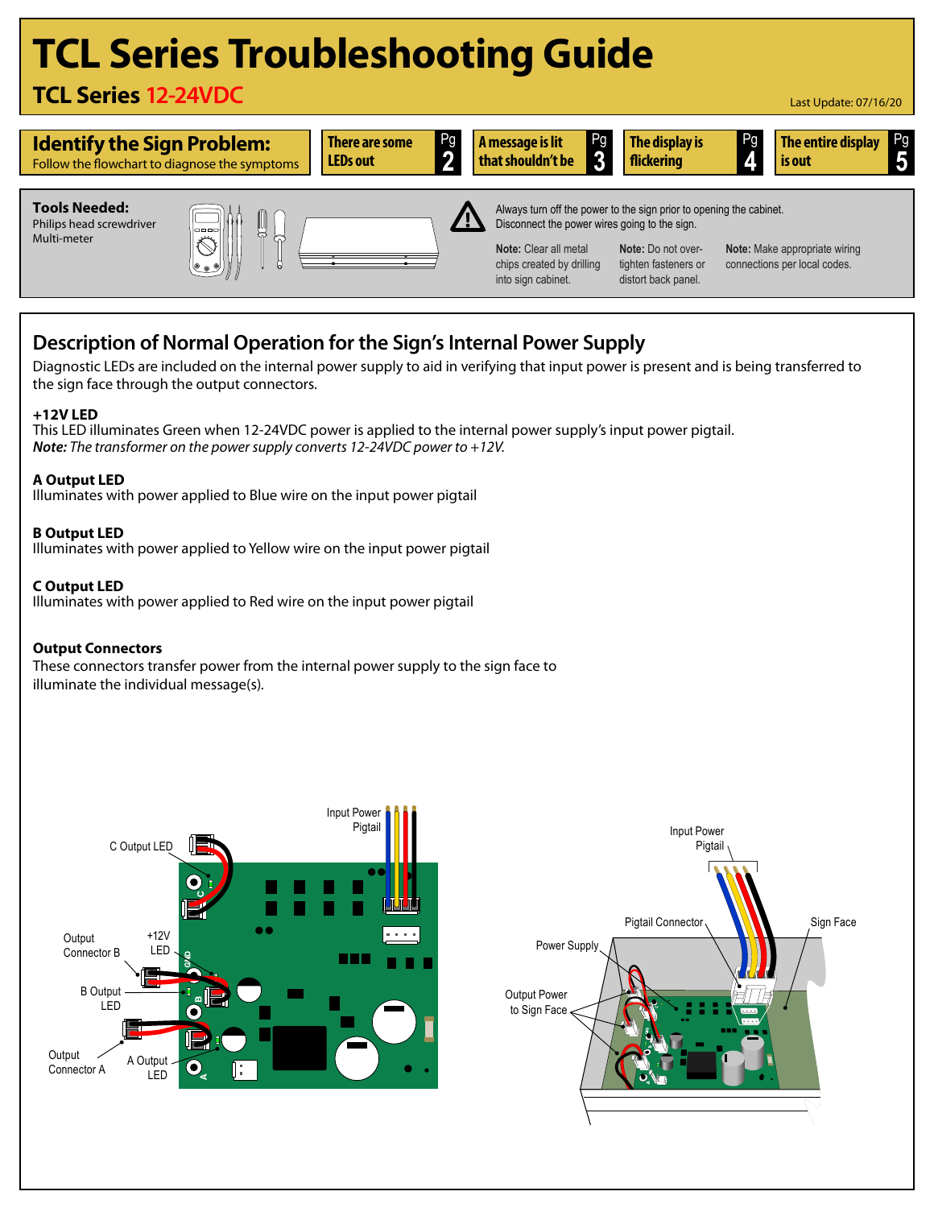# TCL Series Troubleshooting Guide

## TCL Series 12-24VDC

Last Update: 07/16/20

**Identify the Sign Problem:**
Follow the flowchart to diagnose the symptoms

| Symptom | Page |
|---|---|
| There are some LEDs out | Pg 2 |
| A message is lit that shouldn't be | Pg 3 |
| The display is flickering | Pg 4 |
| The entire display is out | Pg 5 |

**Tools Needed:**
Philips head screwdriver
Multi-meter

Always turn off the power to the sign prior to opening the cabinet. Disconnect the power wires going to the sign.

**Note:** Clear all metal chips created by drilling into sign cabinet.

**Note:** Do not over-tighten fasteners or distort back panel.

**Note:** Make appropriate wiring connections per local codes.

## Description of Normal Operation for the Sign's Internal Power Supply

Diagnostic LEDs are included on the internal power supply to aid in verifying that input power is present and is being transferred to the sign face through the output connectors.

**+12V LED**
This LED illuminates Green when 12-24VDC power is applied to the internal power supply's input power pigtail.
***Note:*** *The transformer on the power supply converts 12-24VDC power to +12V.*

**A Output LED**
Illuminates with power applied to Blue wire on the input power pigtail

**B Output LED**
Illuminates with power applied to Yellow wire on the input power pigtail

**C Output LED**
Illuminates with power applied to Red wire on the input power pigtail

**Output Connectors**
These connectors transfer power from the internal power supply to the sign face to illuminate the individual message(s).

C Output LED, Input Power Pigtail, Output Connector B, +12V LED, B Output LED, Output Connector A, A Output LED

Input Power Pigtail, Pigtail Connector, Sign Face, Power Supply, Output Power to Sign Face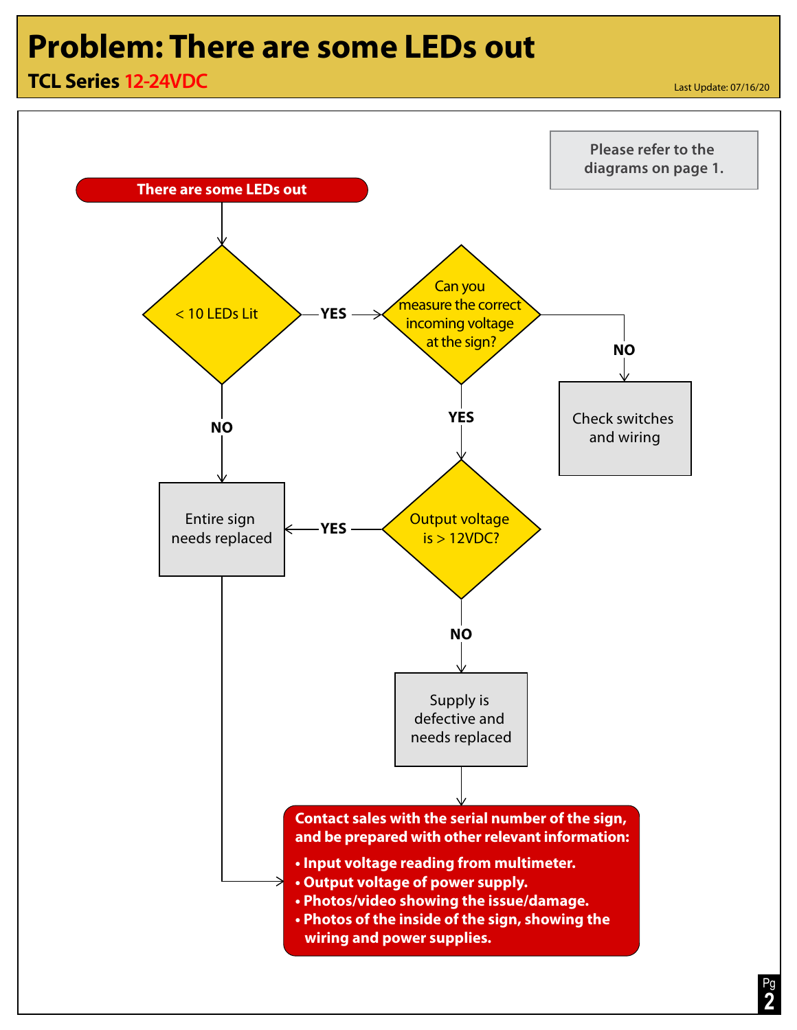# Problem: There are some LEDs out

## TCL Series 12-24VDC

Last Update: 07/16/20

Please refer to the diagrams on page 1.

**There are some LEDs out**

- **< 10 LEDs Lit**
  - **NO** → Entire sign needs replaced → Contact sales
  - **YES** → **Can you measure the correct incoming voltage at the sign?**
    - **NO** → Check switches and wiring
    - **YES** → **Output voltage is > 12VDC?**
      - **YES** → Entire sign needs replaced → Contact sales
      - **NO** → Supply is defective and needs replaced → Contact sales

**Contact sales with the serial number of the sign, and be prepared with other relevant information:**

- **Input voltage reading from multimeter.**
- **Output voltage of power supply.**
- **Photos/video showing the issue/damage.**
- **Photos of the inside of the sign, showing the wiring and power supplies.**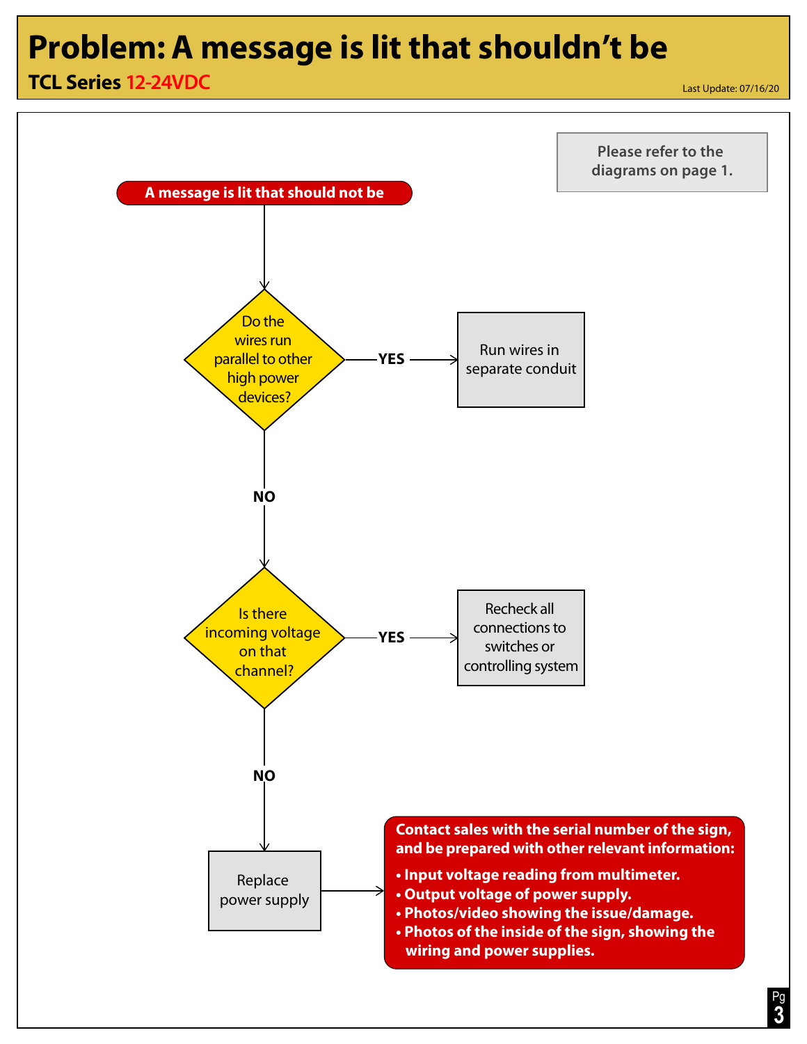# Problem: A message is lit that shouldn't be

**TCL Series 12-24VDC**

Last Update: 07/16/20

Please refer to the diagrams on page 1.

**A message is lit that should not be**

- **Do the wires run parallel to other high power devices?**
  - **YES** → Run wires in separate conduit
  - **NO** → **Is there incoming voltage on that channel?**
    - **YES** → Recheck all connections to switches or controlling system
    - **NO** → Replace power supply → Contact sales

**Contact sales with the serial number of the sign, and be prepared with other relevant information:**

- **Input voltage reading from multimeter.**
- **Output voltage of power supply.**
- **Photos/video showing the issue/damage.**
- **Photos of the inside of the sign, showing the wiring and power supplies.**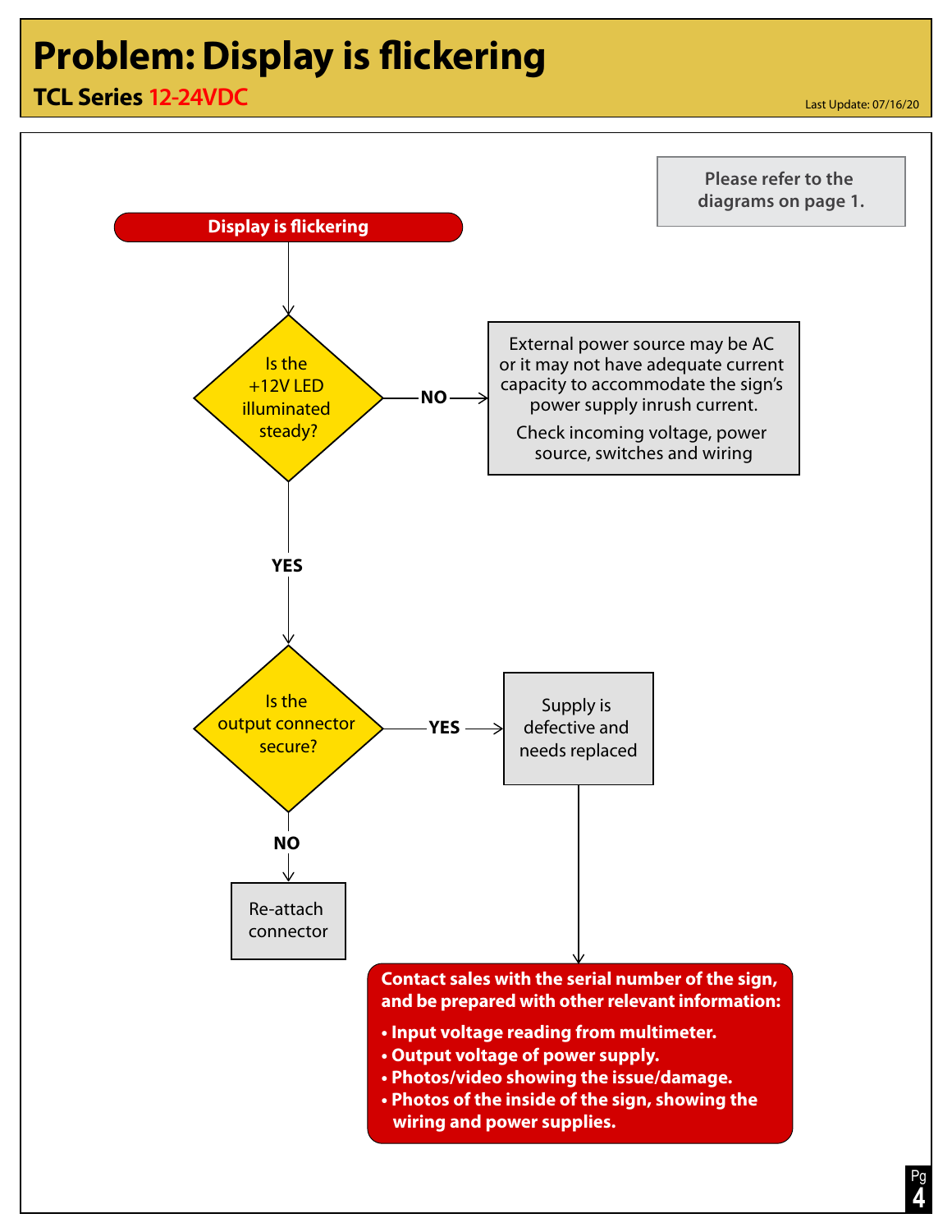# Problem: Display is flickering

## TCL Series 12-24VDC

Last Update: 07/16/20

Please refer to the diagrams on page 1.

**Display is flickering**

**Is the +12V LED illuminated steady?**

- **NO** → External power source may be AC or it may not have adequate current capacity to accommodate the sign's power supply inrush current.

  Check incoming voltage, power source, switches and wiring
- **YES** → **Is the output connector secure?**
  - **NO** → Re-attach connector
  - **YES** → Supply is defective and needs replaced → **Contact sales with the serial number of the sign, and be prepared with other relevant information:**
    - **Input voltage reading from multimeter.**
    - **Output voltage of power supply.**
    - **Photos/video showing the issue/damage.**
    - **Photos of the inside of the sign, showing the wiring and power supplies.**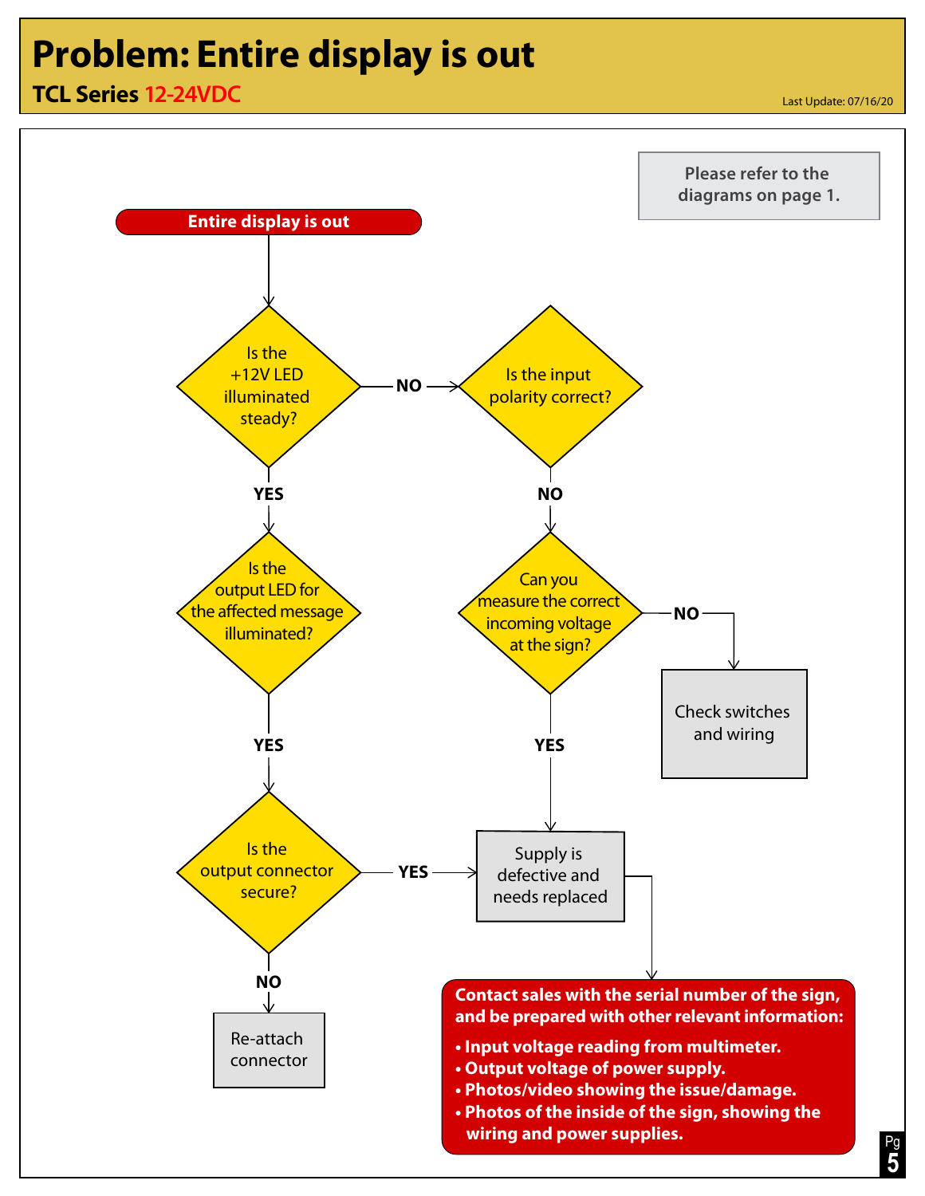# Problem: Entire display is out

**TCL Series 12-24VDC**

Last Update: 07/16/20

Please refer to the diagrams on page 1.

Entire display is out

Is the +12V LED illuminated steady?

NO

Is the input polarity correct?

NO

Can you measure the correct incoming voltage at the sign?

NO

Check switches and wiring

YES

YES

Is the output LED for the affected message illuminated?

YES

Is the output connector secure?

YES

Supply is defective and needs replaced

NO

Re-attach connector

**Contact sales with the serial number of the sign, and be prepared with other relevant information:**

- **Input voltage reading from multimeter.**
- **Output voltage of power supply.**
- **Photos/video showing the issue/damage.**
- **Photos of the inside of the sign, showing the wiring and power supplies.**